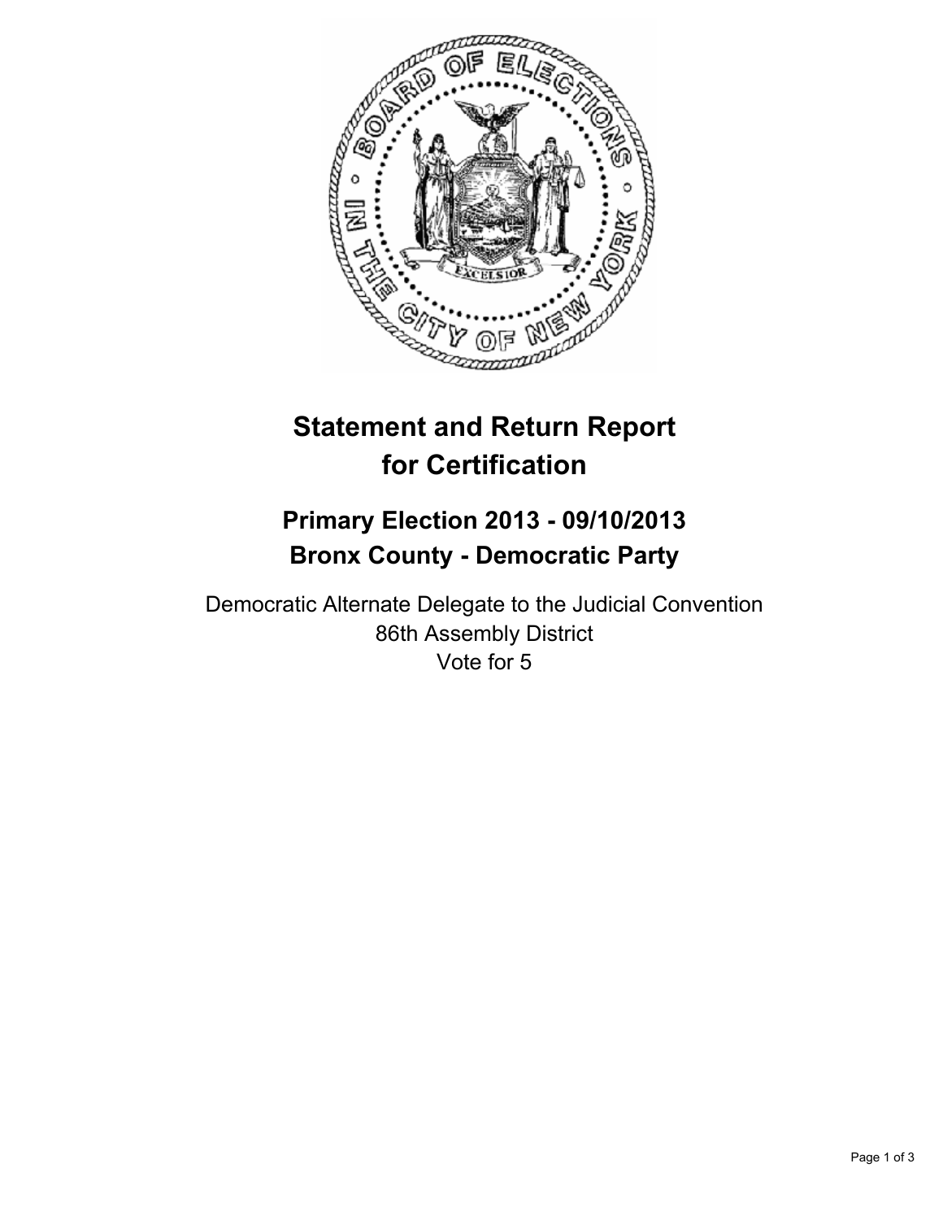# Statement and Return Report for Certification

## Primary Election 2013 - 09/10/2013
## Bronx County - Democratic Party

Democratic Alternate Delegate to the Judicial Convention
86th Assembly District
Vote for 5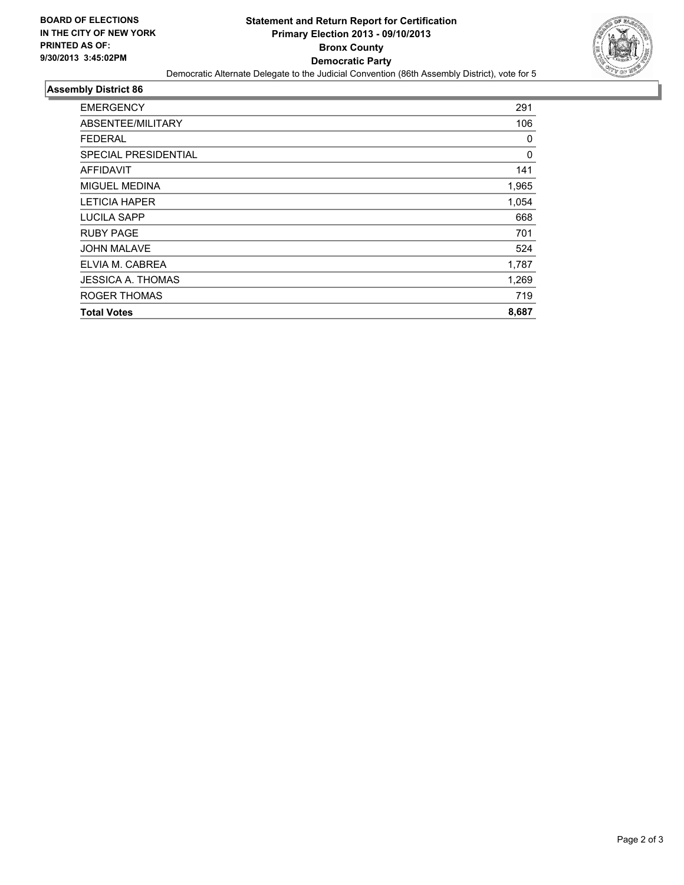**BOARD OF ELECTIONS IN THE CITY OF NEW YORK PRINTED AS OF: 9/30/2013 3:45:02PM**

# Statement and Return Report for Certification
## Primary Election 2013 - 09/10/2013
## Bronx County
## Democratic Party

Democratic Alternate Delegate to the Judicial Convention (86th Assembly District), vote for 5

### Assembly District 86

| | |
|---|---|
| EMERGENCY | 291 |
| ABSENTEE/MILITARY | 106 |
| FEDERAL | 0 |
| SPECIAL PRESIDENTIAL | 0 |
| AFFIDAVIT | 141 |
| MIGUEL MEDINA | 1,965 |
| LETICIA HAPER | 1,054 |
| LUCILA SAPP | 668 |
| RUBY PAGE | 701 |
| JOHN MALAVE | 524 |
| ELVIA M. CABREA | 1,787 |
| JESSICA A. THOMAS | 1,269 |
| ROGER THOMAS | 719 |
| **Total Votes** | **8,687** |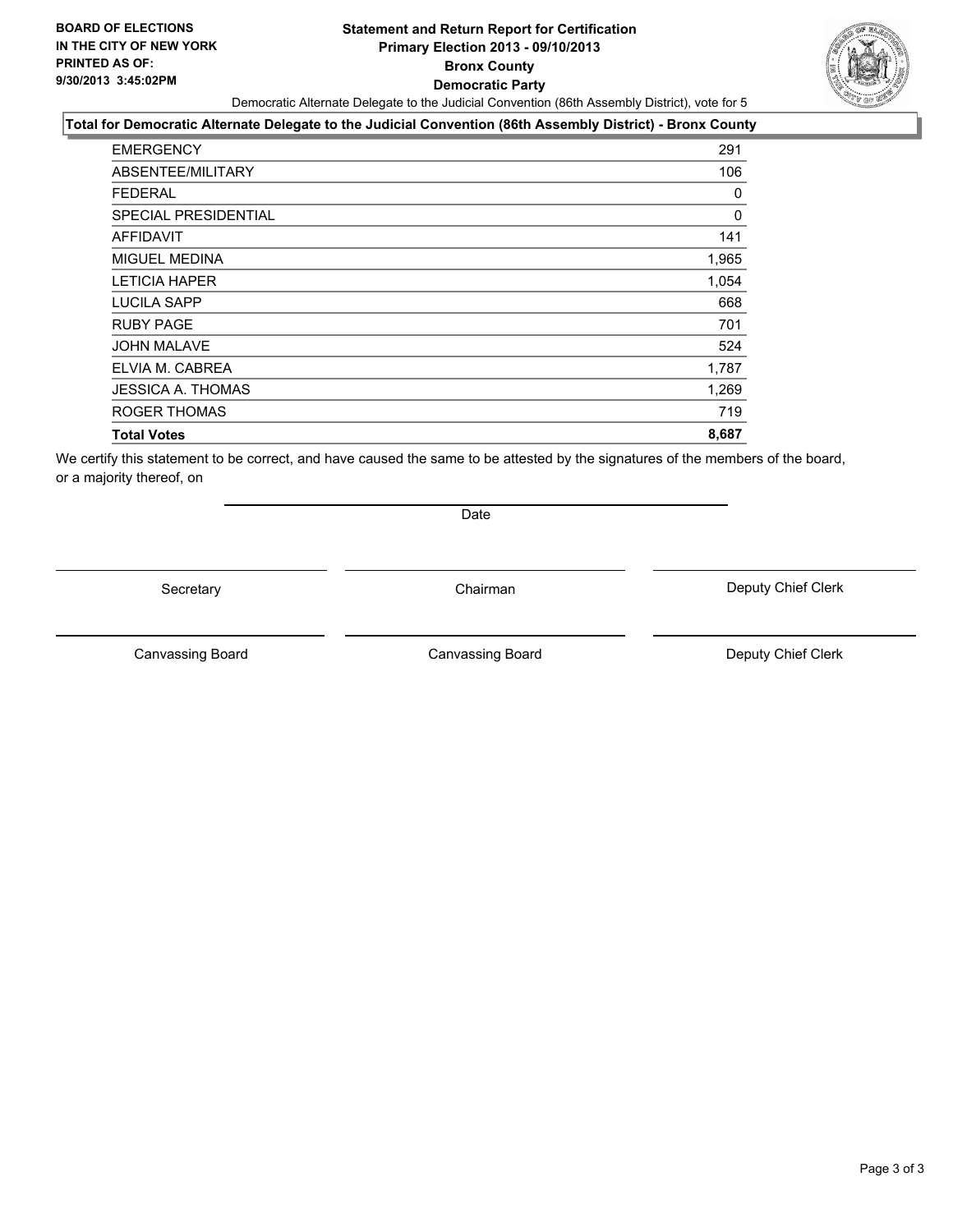**BOARD OF ELECTIONS IN THE CITY OF NEW YORK PRINTED AS OF: 9/30/2013 3:45:02PM**

**Statement and Return Report for Certification**
**Primary Election 2013 - 09/10/2013**
**Bronx County**
**Democratic Party**

Democratic Alternate Delegate to the Judicial Convention (86th Assembly District), vote for 5

**Total for Democratic Alternate Delegate to the Judicial Convention (86th Assembly District) - Bronx County**

| | |
|---|---|
| EMERGENCY | 291 |
| ABSENTEE/MILITARY | 106 |
| FEDERAL | 0 |
| SPECIAL PRESIDENTIAL | 0 |
| AFFIDAVIT | 141 |
| MIGUEL MEDINA | 1,965 |
| LETICIA HAPER | 1,054 |
| LUCILA SAPP | 668 |
| RUBY PAGE | 701 |
| JOHN MALAVE | 524 |
| ELVIA M. CABREA | 1,787 |
| JESSICA A. THOMAS | 1,269 |
| ROGER THOMAS | 719 |
| **Total Votes** | **8,687** |

We certify this statement to be correct, and have caused the same to be attested by the signatures of the members of the board, or a majority thereof, on

Date

Secretary | Chairman | Deputy Chief Clerk

Canvassing Board | Canvassing Board | Deputy Chief Clerk